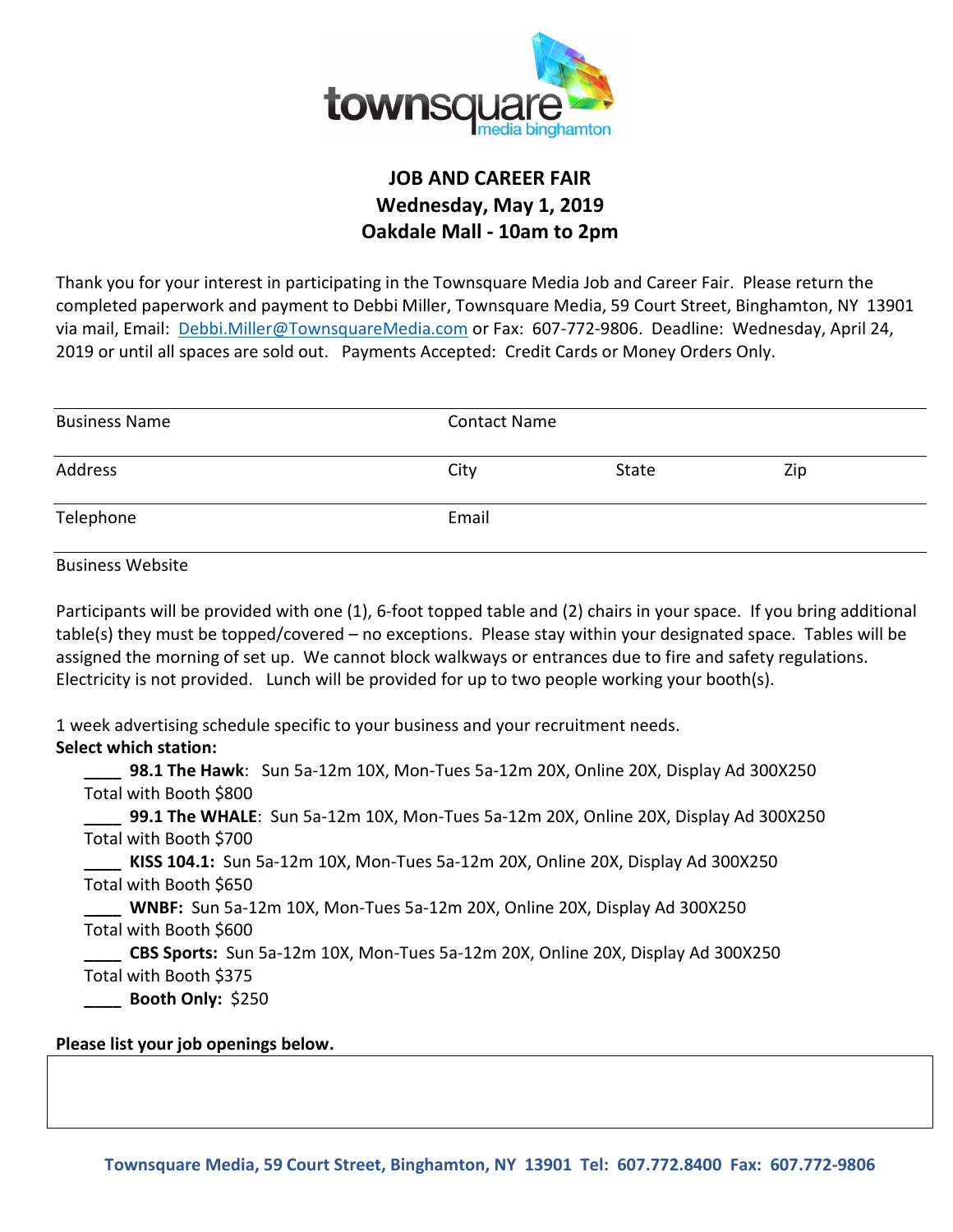townsquare media binghamton

# JOB AND CAREER FAIR
## Wednesday, May 1, 2019
## Oakdale Mall - 10am to 2pm

Thank you for your interest in participating in the Townsquare Media Job and Career Fair. Please return the completed paperwork and payment to Debbi Miller, Townsquare Media, 59 Court Street, Binghamton, NY 13901 via mail, Email: Debbi.Miller@TownsquareMedia.com or Fax: 607-772-9806. Deadline: Wednesday, April 24, 2019 or until all spaces are sold out. Payments Accepted: Credit Cards or Money Orders Only.

| Business Name | Contact Name | | |
|---|---|---|---|
| Address | City | State | Zip |
| Telephone | Email | | |
| Business Website | | | |

Participants will be provided with one (1), 6-foot topped table and (2) chairs in your space. If you bring additional table(s) they must be topped/covered – no exceptions. Please stay within your designated space. Tables will be assigned the morning of set up. We cannot block walkways or entrances due to fire and safety regulations. Electricity is not provided. Lunch will be provided for up to two people working your booth(s).

1 week advertising schedule specific to your business and your recruitment needs.

**Select which station:**

____ **98.1 The Hawk**: Sun 5a-12m 10X, Mon-Tues 5a-12m 20X, Online 20X, Display Ad 300X250
Total with Booth $800

____ **99.1 The WHALE**: Sun 5a-12m 10X, Mon-Tues 5a-12m 20X, Online 20X, Display Ad 300X250
Total with Booth $700

____ **KISS 104.1:** Sun 5a-12m 10X, Mon-Tues 5a-12m 20X, Online 20X, Display Ad 300X250
Total with Booth $650

____ **WNBF:** Sun 5a-12m 10X, Mon-Tues 5a-12m 20X, Online 20X, Display Ad 300X250
Total with Booth $600

____ **CBS Sports:** Sun 5a-12m 10X, Mon-Tues 5a-12m 20X, Online 20X, Display Ad 300X250
Total with Booth $375

____ **Booth Only:** $250

**Please list your job openings below.**

| |
|---|
| |

**Townsquare Media, 59 Court Street, Binghamton, NY 13901 Tel: 607.772.8400 Fax: 607.772-9806**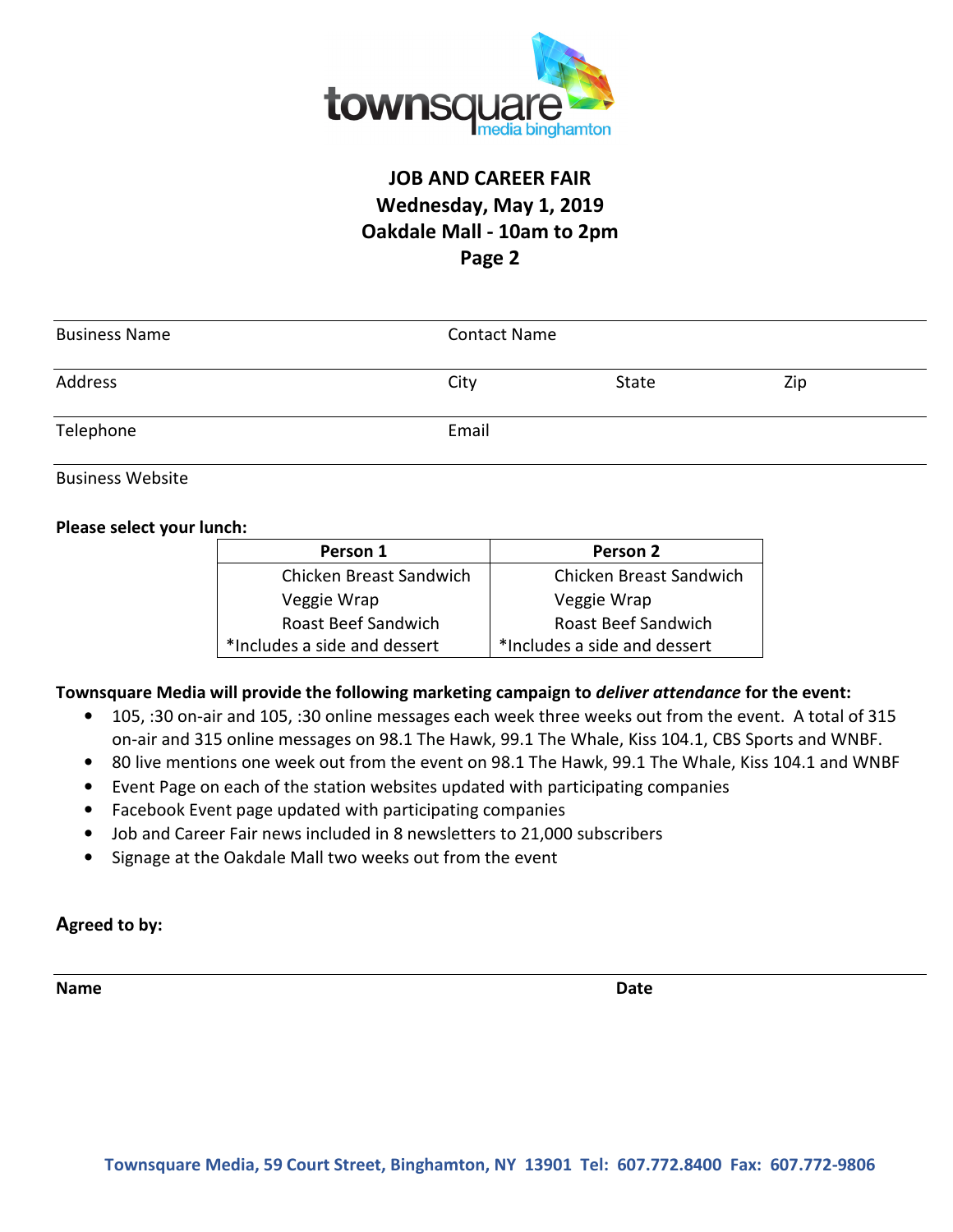**JOB AND CAREER FAIR**
**Wednesday, May 1, 2019**
**Oakdale Mall - 10am to 2pm**
**Page 2**

| Business Name | Contact Name | | |
|---|---|---|---|
| Address | City | State | Zip |
| Telephone | Email | | |
| Business Website | | | |

**Please select your lunch:**

| Person 1 | Person 2 |
|---|---|
| Chicken Breast Sandwich | Chicken Breast Sandwich |
| Veggie Wrap | Veggie Wrap |
| Roast Beef Sandwich | Roast Beef Sandwich |
| *Includes a side and dessert | *Includes a side and dessert |

**Townsquare Media will provide the following marketing campaign to *deliver attendance* for the event:**

- 105, :30 on-air and 105, :30 online messages each week three weeks out from the event. A total of 315 on-air and 315 online messages on 98.1 The Hawk, 99.1 The Whale, Kiss 104.1, CBS Sports and WNBF.
- 80 live mentions one week out from the event on 98.1 The Hawk, 99.1 The Whale, Kiss 104.1 and WNBF
- Event Page on each of the station websites updated with participating companies
- Facebook Event page updated with participating companies
- Job and Career Fair news included in 8 newsletters to 21,000 subscribers
- Signage at the Oakdale Mall two weeks out from the event

**Agreed to by:**

**Name** **Date**

**Townsquare Media, 59 Court Street, Binghamton, NY 13901 Tel: 607.772.8400 Fax: 607.772-9806**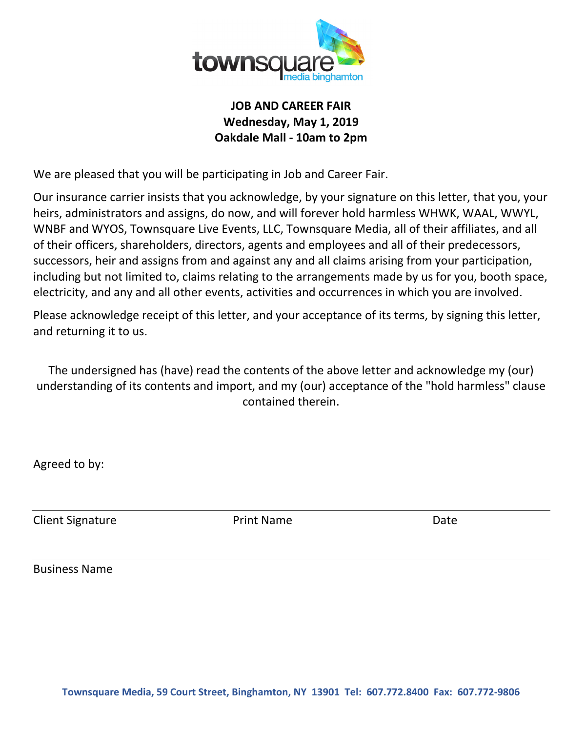townsquare media binghamton

**JOB AND CAREER FAIR**
**Wednesday, May 1, 2019**
**Oakdale Mall - 10am to 2pm**

We are pleased that you will be participating in Job and Career Fair.

Our insurance carrier insists that you acknowledge, by your signature on this letter, that you, your heirs, administrators and assigns, do now, and will forever hold harmless WHWK, WAAL, WWYL, WNBF and WYOS, Townsquare Live Events, LLC, Townsquare Media, all of their affiliates, and all of their officers, shareholders, directors, agents and employees and all of their predecessors, successors, heir and assigns from and against any and all claims arising from your participation, including but not limited to, claims relating to the arrangements made by us for you, booth space, electricity, and any and all other events, activities and occurrences in which you are involved.

Please acknowledge receipt of this letter, and your acceptance of its terms, by signing this letter, and returning it to us.

The undersigned has (have) read the contents of the above letter and acknowledge my (our) understanding of its contents and import, and my (our) acceptance of the "hold harmless" clause contained therein.

Agreed to by:

Client Signature &nbsp;&nbsp;&nbsp;&nbsp;&nbsp;&nbsp;&nbsp;&nbsp; Print Name &nbsp;&nbsp;&nbsp;&nbsp;&nbsp;&nbsp;&nbsp;&nbsp; Date

Business Name

**Townsquare Media, 59 Court Street, Binghamton, NY 13901 Tel: 607.772.8400 Fax: 607.772-9806**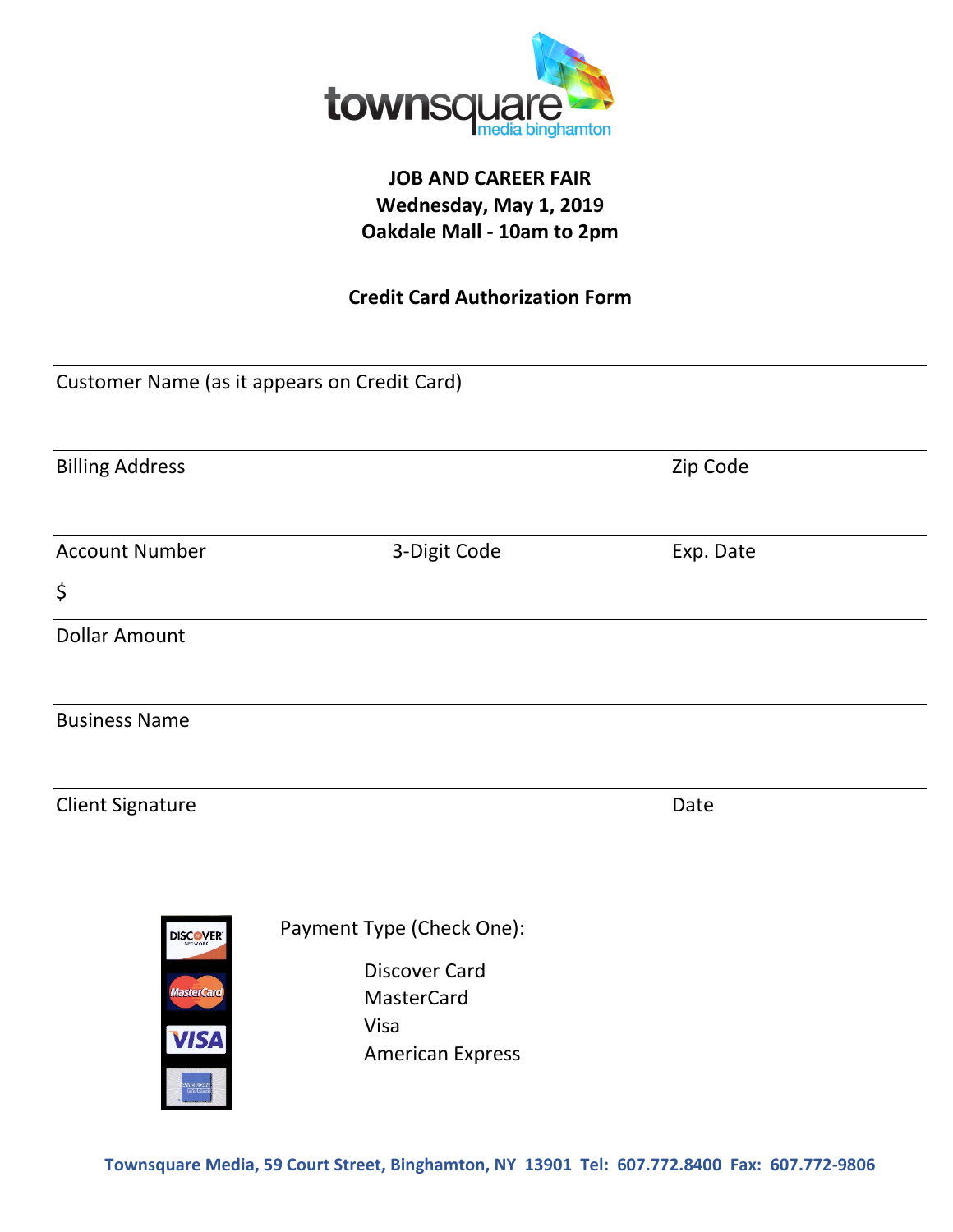**JOB AND CAREER FAIR**
**Wednesday, May 1, 2019**
**Oakdale Mall - 10am to 2pm**

**Credit Card Authorization Form**

Customer Name (as it appears on Credit Card)

Billing Address | Zip Code

Account Number | 3-Digit Code | Exp. Date

$

Dollar Amount

Business Name

Client Signature | Date

Payment Type (Check One):

- Discover Card
- MasterCard
- Visa
- American Express

**Townsquare Media, 59 Court Street, Binghamton, NY 13901 Tel: 607.772.8400 Fax: 607.772-9806**